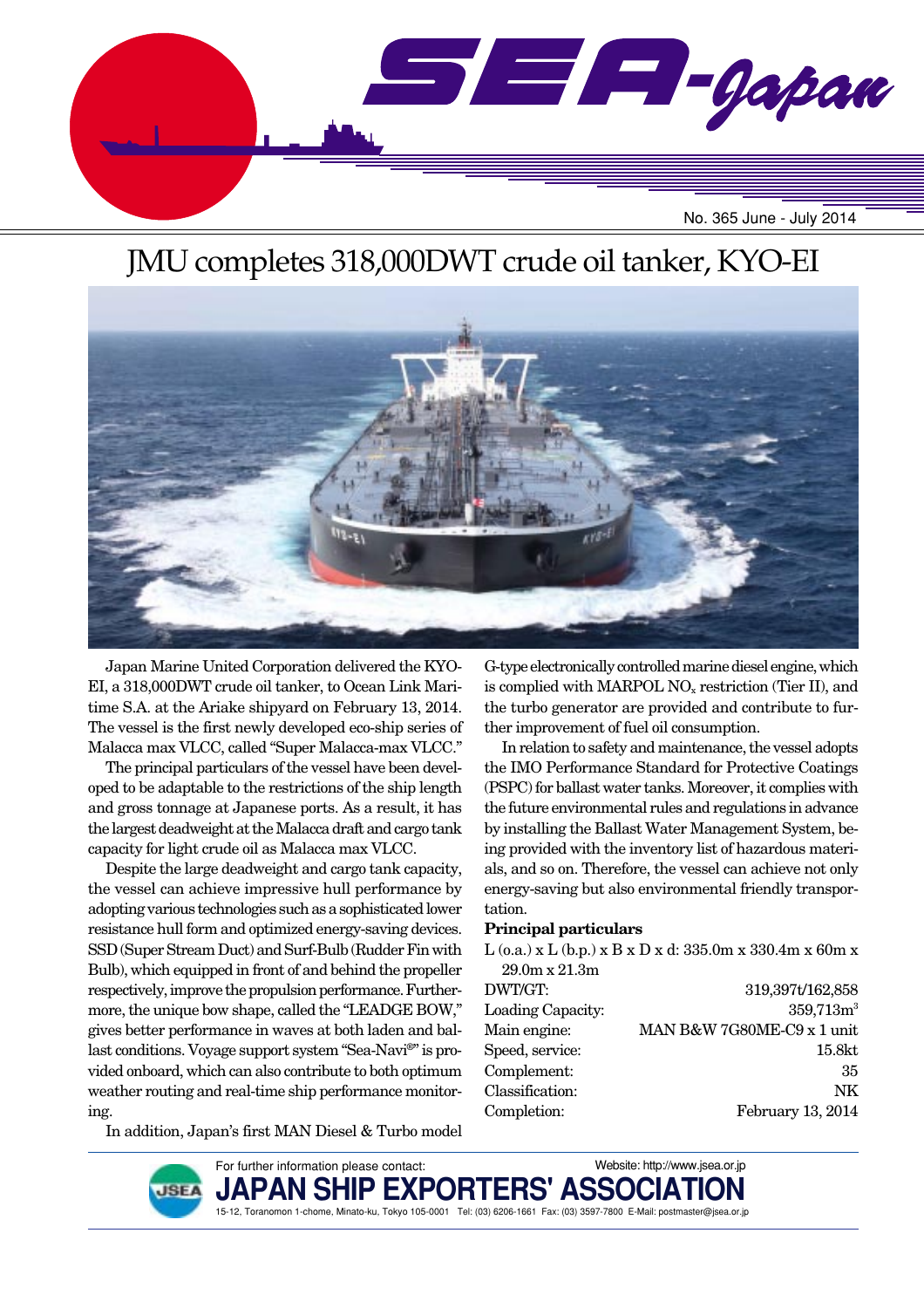# SEA-Japan

No. 365 June - July 2014

## JMU completes 318,000DWT crude oil tanker, KYO-EI

Japan Marine United Corporation delivered the KYO-EI, a 318,000DWT crude oil tanker, to Ocean Link Maritime S.A. at the Ariake shipyard on February 13, 2014. The vessel is the first newly developed eco-ship series of Malacca max VLCC, called "Super Malacca-max VLCC."

The principal particulars of the vessel have been developed to be adaptable to the restrictions of the ship length and gross tonnage at Japanese ports. As a result, it has the largest deadweight at the Malacca draft and cargo tank capacity for light crude oil as Malacca max VLCC.

Despite the large deadweight and cargo tank capacity, the vessel can achieve impressive hull performance by adopting various technologies such as a sophisticated lower resistance hull form and optimized energy-saving devices. SSD (Super Stream Duct) and Surf-Bulb (Rudder Fin with Bulb), which equipped in front of and behind the propeller respectively, improve the propulsion performance. Furthermore, the unique bow shape, called the "LEADGE BOW," gives better performance in waves at both laden and ballast conditions. Voyage support system "Sea-Navi®" is provided onboard, which can also contribute to both optimum weather routing and real-time ship performance monitoring.

In addition, Japan's first MAN Diesel & Turbo model G-type electronically controlled marine diesel engine, which is complied with MARPOL $NO_x$ restriction (Tier II), and the turbo generator are provided and contribute to further improvement of fuel oil consumption.

In relation to safety and maintenance, the vessel adopts the IMO Performance Standard for Protective Coatings (PSPC) for ballast water tanks. Moreover, it complies with the future environmental rules and regulations in advance by installing the Ballast Water Management System, being provided with the inventory list of hazardous materials, and so on. Therefore, the vessel can achieve not only energy-saving but also environmental friendly transportation.

**Principal particulars**

L (o.a.) x L (b.p.) x B x D x d: 335.0m x 330.4m x 60m x 29.0m x 21.3m

| | |
|---|---|
| DWT/GT: | 319,397t/162,858 |
| Loading Capacity: | 359,713m$^3$ |
| Main engine: | MAN B&W 7G80ME-C9 x 1 unit |
| Speed, service: | 15.8kt |
| Complement: | 35 |
| Classification: | NK |
| Completion: | February 13, 2014 |

For further information please contact:
**JAPAN SHIP EXPORTERS' ASSOCIATION**
Website: http://www.jsea.or.jp
15-12, Toranomon 1-chome, Minato-ku, Tokyo 105-0001 Tel: (03) 6206-1661 Fax: (03) 3597-7800 E-Mail: postmaster@jsea.or.jp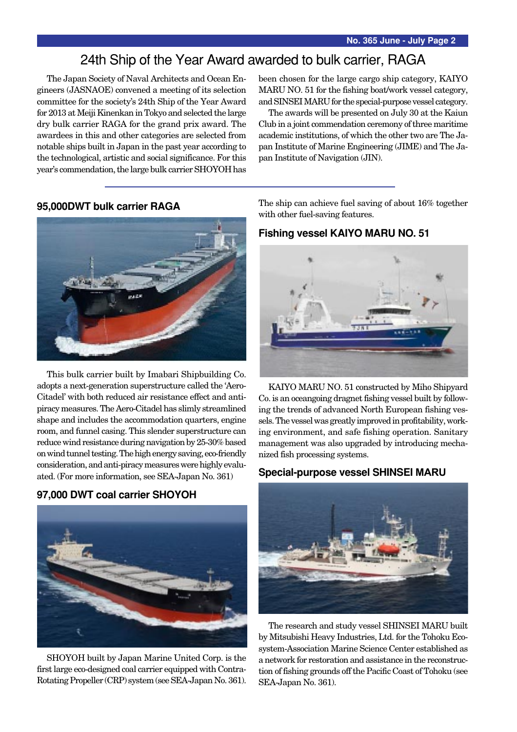# 24th Ship of the Year Award awarded to bulk carrier, RAGA

The Japan Society of Naval Architects and Ocean Engineers (JASNAOE) convened a meeting of its selection committee for the society's 24th Ship of the Year Award for 2013 at Meiji Kinenkan in Tokyo and selected the large dry bulk carrier RAGA for the grand prix award. The awardees in this and other categories are selected from notable ships built in Japan in the past year according to the technological, artistic and social significance. For this year's commendation, the large bulk carrier SHOYOH has been chosen for the large cargo ship category, KAIYO MARU NO. 51 for the fishing boat/work vessel category, and SINSEI MARU for the special-purpose vessel category.

The awards will be presented on July 30 at the Kaiun Club in a joint commendation ceremony of three maritime academic institutions, of which the other two are The Japan Institute of Marine Engineering (JIME) and The Japan Institute of Navigation (JIN).

## 95,000DWT bulk carrier RAGA

This bulk carrier built by Imabari Shipbuilding Co. adopts a next-generation superstructure called the 'Aero-Citadel' with both reduced air resistance effect and anti-piracy measures. The Aero-Citadel has slimly streamlined shape and includes the accommodation quarters, engine room, and funnel casing. This slender superstructure can reduce wind resistance during navigation by 25-30% based on wind tunnel testing. The high energy saving, eco-friendly consideration, and anti-piracy measures were highly evaluated. (For more information, see SEA-Japan No. 361)

## 97,000 DWT coal carrier SHOYOH

SHOYOH built by Japan Marine United Corp. is the first large eco-designed coal carrier equipped with Contra-Rotating Propeller (CRP) system (see SEA-Japan No. 361). The ship can achieve fuel saving of about 16% together with other fuel-saving features.

## Fishing vessel KAIYO MARU NO. 51

KAIYO MARU NO. 51 constructed by Miho Shipyard Co. is an oceangoing dragnet fishing vessel built by following the trends of advanced North European fishing vessels. The vessel was greatly improved in profitability, working environment, and safe fishing operation. Sanitary management was also upgraded by introducing mechanized fish processing systems.

## Special-purpose vessel SHINSEI MARU

The research and study vessel SHINSEI MARU built by Mitsubishi Heavy Industries, Ltd. for the Tohoku Ecosystem-Association Marine Science Center established as a network for restoration and assistance in the reconstruction of fishing grounds off the Pacific Coast of Tohoku (see SEA-Japan No. 361).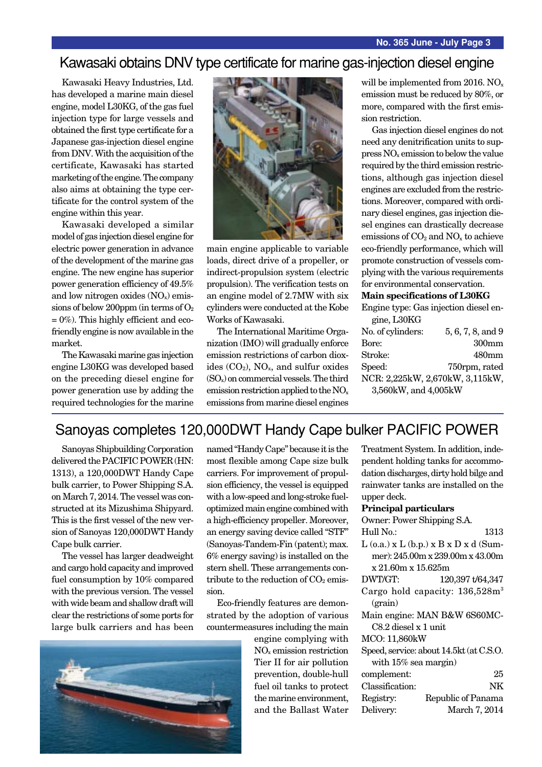## Kawasaki obtains DNV type certificate for marine gas-injection diesel engine

Kawasaki Heavy Industries, Ltd. has developed a marine main diesel engine, model L30KG, of the gas fuel injection type for large vessels and obtained the first type certificate for a Japanese gas-injection diesel engine from DNV. With the acquisition of the certificate, Kawasaki has started marketing of the engine. The company also aims at obtaining the type certificate for the control system of the engine within this year.

Kawasaki developed a similar model of gas injection diesel engine for electric power generation in advance of the development of the marine gas engine. The new engine has superior power generation efficiency of 49.5% and low nitrogen oxides ($NO_x$) emissions of below 200ppm (in terms of $O_2$ = 0%). This highly efficient and eco-friendly engine is now available in the market.

The Kawasaki marine gas injection engine L30KG was developed based on the preceding diesel engine for power generation use by adding the required technologies for the marine main engine applicable to variable loads, direct drive of a propeller, or indirect-propulsion system (electric propulsion). The verification tests on an engine model of 2.7MW with six cylinders were conducted at the Kobe Works of Kawasaki.

The International Maritime Organization (IMO) will gradually enforce emission restrictions of carbon dioxides ($CO_2$), $NO_x$, and sulfur oxides ($SO_x$) on commercial vessels. The third emission restriction applied to the $NO_x$ emissions from marine diesel engines will be implemented from 2016. $NO_x$ emission must be reduced by 80%, or more, compared with the first emission restriction.

Gas injection diesel engines do not need any denitrification units to suppress $NO_x$ emission to below the value required by the third emission restrictions, although gas injection diesel engines are excluded from the restrictions. Moreover, compared with ordinary diesel engines, gas injection diesel engines can drastically decrease emissions of $CO_2$ and $NO_x$ to achieve eco-friendly performance, which will promote construction of vessels complying with the various requirements for environmental conservation.

**Main specifications of L30KG**

Engine type: Gas injection diesel engine, L30KG

| | |
|---|---|
| No. of cylinders: | 5, 6, 7, 8, and 9 |
| Bore: | 300mm |
| Stroke: | 480mm |
| Speed: | 750rpm, rated |

NCR: 2,225kW, 2,670kW, 3,115kW, 3,560kW, and 4,005kW

## Sanoyas completes 120,000DWT Handy Cape bulker PACIFIC POWER

Sanoyas Shipbuilding Corporation delivered the PACIFIC POWER (HN: 1313), a 120,000DWT Handy Cape bulk carrier, to Power Shipping S.A. on March 7, 2014. The vessel was constructed at its Mizushima Shipyard. This is the first vessel of the new version of Sanoyas 120,000DWT Handy Cape bulk carrier.

The vessel has larger deadweight and cargo hold capacity and improved fuel consumption by 10% compared with the previous version. The vessel with wide beam and shallow draft will clear the restrictions of some ports for large bulk carriers and has been named "Handy Cape" because it is the most flexible among Cape size bulk carriers. For improvement of propulsion efficiency, the vessel is equipped with a low-speed and long-stroke fuel-optimized main engine combined with a high-efficiency propeller. Moreover, an energy saving device called "STF" (Sanoyas-Tandem-Fin (patent); max. 6% energy saving) is installed on the stern shell. These arrangements contribute to the reduction of $CO_2$ emission.

Eco-friendly features are demonstrated by the adoption of various countermeasures including the main engine complying with $NO_x$ emission restriction Tier II for air pollution prevention, double-hull fuel oil tanks to protect the marine environment, and the Ballast Water Treatment System. In addition, independent holding tanks for accommodation discharges, dirty hold bilge and rainwater tanks are installed on the upper deck.

**Principal particulars**

Owner: Power Shipping S.A.

Hull No.: 1313

L (o.a.) x L (b.p.) x B x D x d (Summer): 245.00m x 239.00m x 43.00m x 21.60m x 15.625m

DWT/GT: 120,397 t/64,347

Cargo hold capacity: 136,528m$^3$ (grain)

Main engine: MAN B&W 6S60MC-C8.2 diesel x 1 unit

MCO: 11,860kW

Speed, service: about 14.5kt (at C.S.O. with 15% sea margin)

complement: 25

Classification: NK

Registry: Republic of Panama

Delivery: March 7, 2014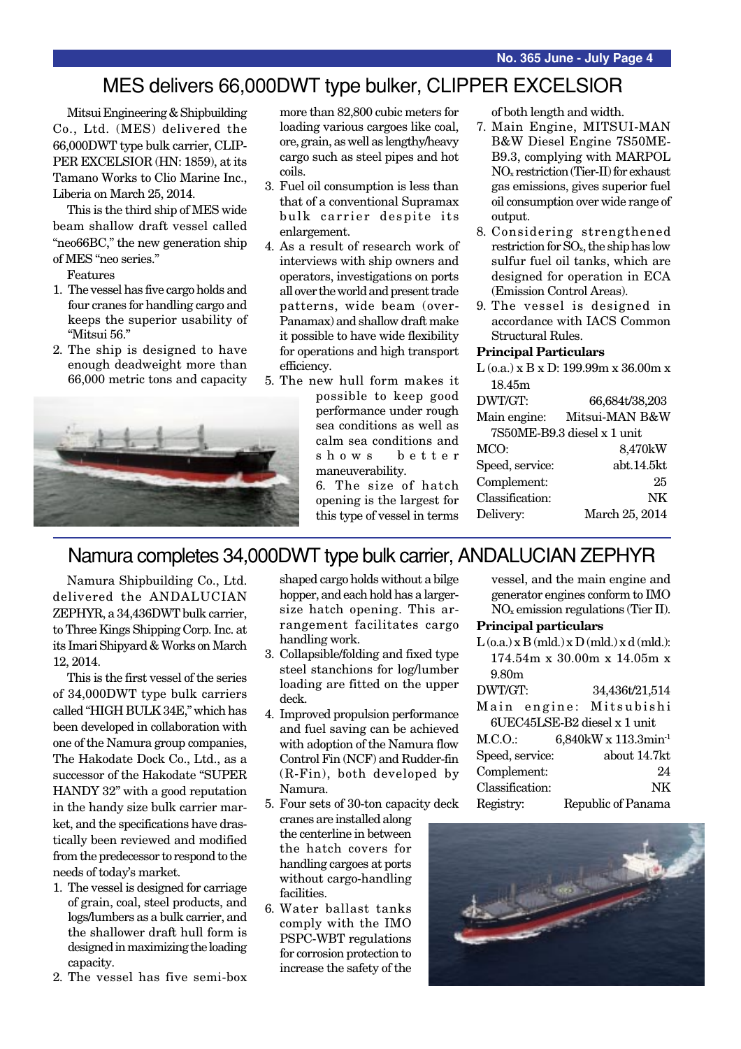# MES delivers 66,000DWT type bulker, CLIPPER EXCELSIOR

Mitsui Engineering & Shipbuilding Co., Ltd. (MES) delivered the 66,000DWT type bulk carrier, CLIPPER EXCELSIOR (HN: 1859), at its Tamano Works to Clio Marine Inc., Liberia on March 25, 2014.

This is the third ship of MES wide beam shallow draft vessel called "neo66BC," the new generation ship of MES "neo series."

Features

1. The vessel has five cargo holds and four cranes for handling cargo and keeps the superior usability of "Mitsui 56."
2. The ship is designed to have enough deadweight more than 66,000 metric tons and capacity more than 82,800 cubic meters for loading various cargoes like coal, ore, grain, as well as lengthy/heavy cargo such as steel pipes and hot coils.
3. Fuel oil consumption is less than that of a conventional Supramax bulk carrier despite its enlargement.
4. As a result of research work of interviews with ship owners and operators, investigations on ports all over the world and present trade patterns, wide beam (over-Panamax) and shallow draft make it possible to have wide flexibility for operations and high transport efficiency.
5. The new hull form makes it possible to keep good performance under rough sea conditions as well as calm sea conditions and shows better maneuverability.
6. The size of hatch opening is the largest for this type of vessel in terms of both length and width.
7. Main Engine, MITSUI-MAN B&W Diesel Engine 7S50ME-B9.3, complying with MARPOL $NO_x$ restriction (Tier-II) for exhaust gas emissions, gives superior fuel oil consumption over wide range of output.
8. Considering strengthened restriction for $SO_x$, the ship has low sulfur fuel oil tanks, which are designed for operation in ECA (Emission Control Areas).
9. The vessel is designed in accordance with IACS Common Structural Rules.

**Principal Particulars**

L (o.a.) x B x D: 199.99m x 36.00m x 18.45m
DWT/GT: 66,684t/38,203
Main engine: Mitsui-MAN B&W 7S50ME-B9.3 diesel x 1 unit
MCO: 8,470kW
Speed, service: abt.14.5kt
Complement: 25
Classification: NK
Delivery: March 25, 2014

# Namura completes 34,000DWT type bulk carrier, ANDALUCIAN ZEPHYR

Namura Shipbuilding Co., Ltd. delivered the ANDALUCIAN ZEPHYR, a 34,436DWT bulk carrier, to Three Kings Shipping Corp. Inc. at its Imari Shipyard & Works on March 12, 2014.

This is the first vessel of the series of 34,000DWT type bulk carriers called "HIGH BULK 34E," which has been developed in collaboration with one of the Namura group companies, The Hakodate Dock Co., Ltd., as a successor of the Hakodate "SUPER HANDY 32" with a good reputation in the handy size bulk carrier market, and the specifications have drastically been reviewed and modified from the predecessor to respond to the needs of today's market.

1. The vessel is designed for carriage of grain, coal, steel products, and logs/lumbers as a bulk carrier, and the shallower draft hull form is designed in maximizing the loading capacity.
2. The vessel has five semi-box shaped cargo holds without a bilge hopper, and each hold has a larger-size hatch opening. This arrangement facilitates cargo handling work.
3. Collapsible/folding and fixed type steel stanchions for log/lumber loading are fitted on the upper deck.
4. Improved propulsion performance and fuel saving can be achieved with adoption of the Namura flow Control Fin (NCF) and Rudder-fin (R-Fin), both developed by Namura.
5. Four sets of 30-ton capacity deck cranes are installed along the centerline in between the hatch covers for handling cargoes at ports without cargo-handling facilities.
6. Water ballast tanks comply with the IMO PSPC-WBT regulations for corrosion protection to increase the safety of the vessel, and the main engine and generator engines conform to IMO $NO_x$ emission regulations (Tier II).

**Principal particulars**

L (o.a.) x B (mld.) x D (mld.) x d (mld.): 174.54m x 30.00m x 14.05m x 9.80m
DWT/GT: 34,436t/21,514
Main engine: Mitsubishi 6UEC45LSE-B2 diesel x 1 unit
M.C.O.: 6,840kW x 113.3min$^{-1}$
Speed, service: about 14.7kt
Complement: 24
Classification: NK
Registry: Republic of Panama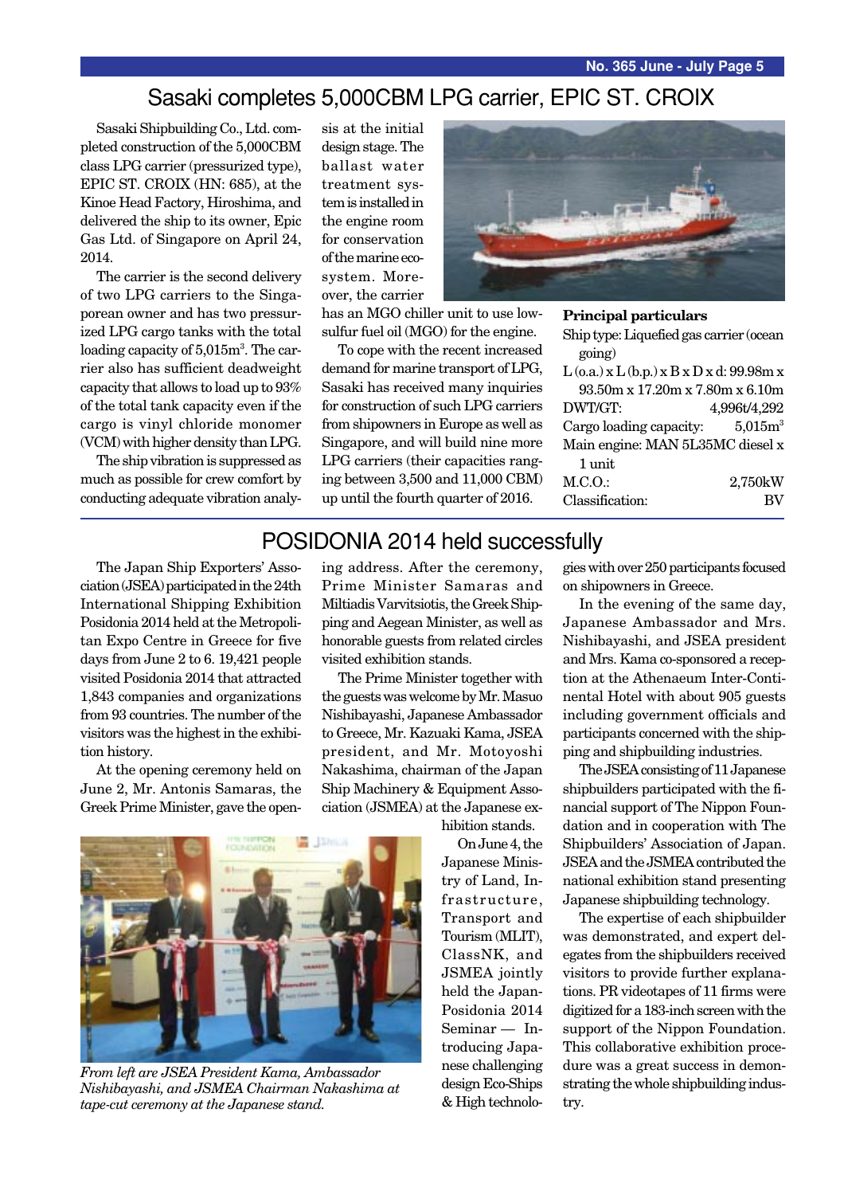## Sasaki completes 5,000CBM LPG carrier, EPIC ST. CROIX

Sasaki Shipbuilding Co., Ltd. completed construction of the 5,000CBM class LPG carrier (pressurized type), EPIC ST. CROIX (HN: 685), at the Kinoe Head Factory, Hiroshima, and delivered the ship to its owner, Epic Gas Ltd. of Singapore on April 24, 2014.

The carrier is the second delivery of two LPG carriers to the Singaporean owner and has two pressurized LPG cargo tanks with the total loading capacity of 5,015m$^3$. The carrier also has sufficient deadweight capacity that allows to load up to 93% of the total tank capacity even if the cargo is vinyl chloride monomer (VCM) with higher density than LPG.

The ship vibration is suppressed as much as possible for crew comfort by conducting adequate vibration analysis at the initial design stage. The ballast water treatment system is installed in the engine room for conservation of the marine ecosystem. Moreover, the carrier has an MGO chiller unit to use low-sulfur fuel oil (MGO) for the engine.

To cope with the recent increased demand for marine transport of LPG, Sasaki has received many inquiries for construction of such LPG carriers from shipowners in Europe as well as Singapore, and will build nine more LPG carriers (their capacities ranging between 3,500 and 11,000 CBM) up until the fourth quarter of 2016.

**Principal particulars**

Ship type: Liquefied gas carrier (ocean going)
L (o.a.) x L (b.p.) x B x D x d: 99.98m x 93.50m x 17.20m x 7.80m x 6.10m
DWT/GT: 4,996t/4,292
Cargo loading capacity: 5,015m$^3$
Main engine: MAN 5L35MC diesel x 1 unit
M.C.O.: 2,750kW
Classification: BV

## POSIDONIA 2014 held successfully

The Japan Ship Exporters' Association (JSEA) participated in the 24th International Shipping Exhibition Posidonia 2014 held at the Metropolitan Expo Centre in Greece for five days from June 2 to 6. 19,421 people visited Posidonia 2014 that attracted 1,843 companies and organizations from 93 countries. The number of the visitors was the highest in the exhibition history.

At the opening ceremony held on June 2, Mr. Antonis Samaras, the Greek Prime Minister, gave the opening address. After the ceremony, Prime Minister Samaras and Miltiadis Varvitsiotis, the Greek Shipping and Aegean Minister, as well as honorable guests from related circles visited exhibition stands.

The Prime Minister together with the guests was welcome by Mr. Masuo Nishibayashi, Japanese Ambassador to Greece, Mr. Kazuaki Kama, JSEA president, and Mr. Motoyoshi Nakashima, chairman of the Japan Ship Machinery & Equipment Association (JSMEA) at the Japanese exhibition stands.

*From left are JSEA President Kama, Ambassador Nishibayashi, and JSMEA Chairman Nakashima at tape-cut ceremony at the Japanese stand.*

On June 4, the Japanese Ministry of Land, Infrastructure, Transport and Tourism (MLIT), ClassNK, and JSMEA jointly held the Japan-Posidonia 2014 Seminar — Introducing Japanese challenging design Eco-Ships & High technologies with over 250 participants focused on shipowners in Greece.

In the evening of the same day, Japanese Ambassador and Mrs. Nishibayashi, and JSEA president and Mrs. Kama co-sponsored a reception at the Athenaeum Inter-Continental Hotel with about 905 guests including government officials and participants concerned with the shipping and shipbuilding industries.

The JSEA consisting of 11 Japanese shipbuilders participated with the financial support of The Nippon Foundation and in cooperation with The Shipbuilders' Association of Japan. JSEA and the JSMEA contributed the national exhibition stand presenting Japanese shipbuilding technology.

The expertise of each shipbuilder was demonstrated, and expert delegates from the shipbuilders received visitors to provide further explanations. PR videotapes of 11 firms were digitized for a 183-inch screen with the support of the Nippon Foundation. This collaborative exhibition procedure was a great success in demonstrating the whole shipbuilding industry.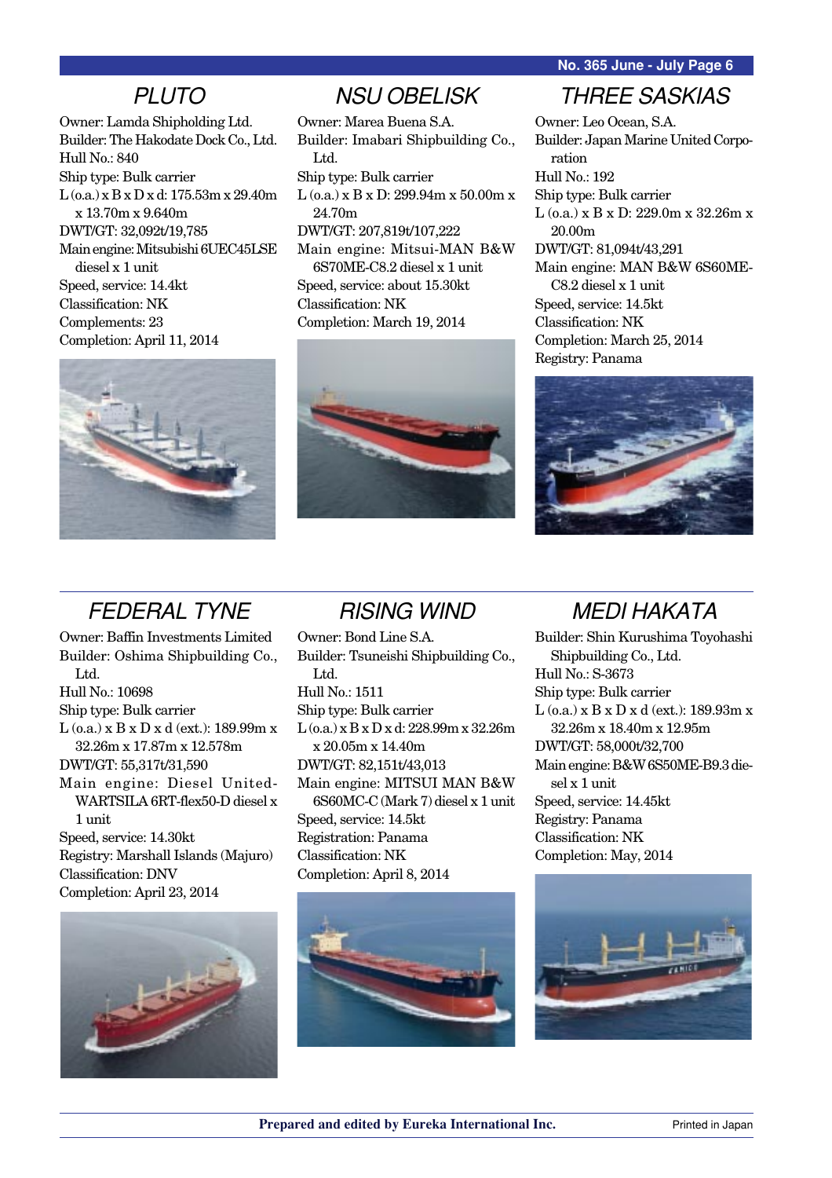## PLUTO

Owner: Lamda Shipholding Ltd.
Builder: The Hakodate Dock Co., Ltd.
Hull No.: 840
Ship type: Bulk carrier
L (o.a.) x B x D x d: 175.53m x 29.40m x 13.70m x 9.640m
DWT/GT: 32,092t/19,785
Main engine: Mitsubishi 6UEC45LSE diesel x 1 unit
Speed, service: 14.4kt
Classification: NK
Complements: 23
Completion: April 11, 2014

## NSU OBELISK

Owner: Marea Buena S.A.
Builder: Imabari Shipbuilding Co., Ltd.
Ship type: Bulk carrier
L (o.a.) x B x D: 299.94m x 50.00m x 24.70m
DWT/GT: 207,819t/107,222
Main engine: Mitsui-MAN B&W 6S70ME-C8.2 diesel x 1 unit
Speed, service: about 15.30kt
Classification: NK
Completion: March 19, 2014

## THREE SASKIAS

Owner: Leo Ocean, S.A.
Builder: Japan Marine United Corporation
Hull No.: 192
Ship type: Bulk carrier
L (o.a.) x B x D: 229.0m x 32.26m x 20.00m
DWT/GT: 81,094t/43,291
Main engine: MAN B&W 6S60ME-C8.2 diesel x 1 unit
Speed, service: 14.5kt
Classification: NK
Completion: March 25, 2014
Registry: Panama

## FEDERAL TYNE

Owner: Baffin Investments Limited
Builder: Oshima Shipbuilding Co., Ltd.
Hull No.: 10698
Ship type: Bulk carrier
L (o.a.) x B x D x d (ext.): 189.99m x 32.26m x 17.87m x 12.578m
DWT/GT: 55,317t/31,590
Main engine: Diesel United-WARTSILA 6RT-flex50-D diesel x 1 unit
Speed, service: 14.30kt
Registry: Marshall Islands (Majuro)
Classification: DNV
Completion: April 23, 2014

## RISING WIND

Owner: Bond Line S.A.
Builder: Tsuneishi Shipbuilding Co., Ltd.
Hull No.: 1511
Ship type: Bulk carrier
L (o.a.) x B x D x d: 228.99m x 32.26m x 20.05m x 14.40m
DWT/GT: 82,151t/43,013
Main engine: MITSUI MAN B&W 6S60MC-C (Mark 7) diesel x 1 unit
Speed, service: 14.5kt
Registration: Panama
Classification: NK
Completion: April 8, 2014

## MEDI HAKATA

Builder: Shin Kurushima Toyohashi Shipbuilding Co., Ltd.
Hull No.: S-3673
Ship type: Bulk carrier
L (o.a.) x B x D x d (ext.): 189.93m x 32.26m x 18.40m x 12.95m
DWT/GT: 58,000t/32,700
Main engine: B&W 6S50ME-B9.3 diesel x 1 unit
Speed, service: 14.45kt
Registry: Panama
Classification: NK
Completion: May, 2014

**Prepared and edited by Eureka International Inc.**

Printed in Japan